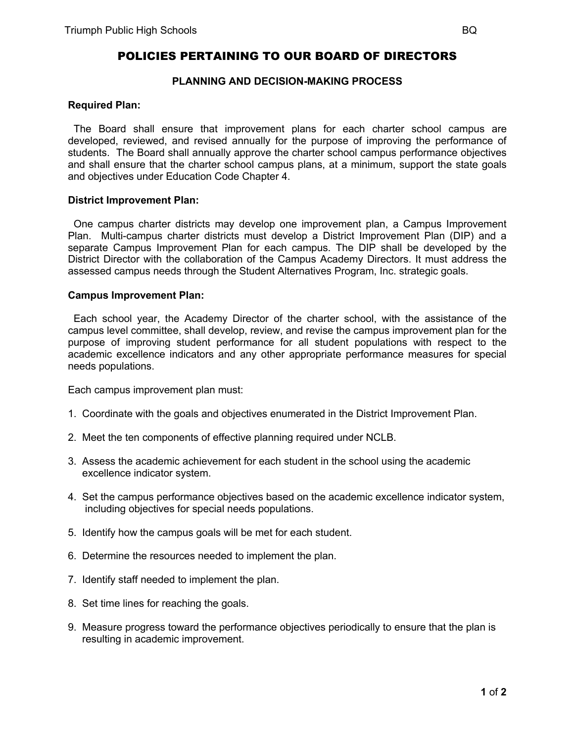# POLICIES PERTAINING TO OUR BOARD OF DIRECTORS

## PLANNING AND DECISION-MAKING PROCESS

### Required Plan:

The Board shall ensure that improvement plans for each charter school campus are developed, reviewed, and revised annually for the purpose of improving the performance of students. The Board shall annually approve the charter school campus performance objectives and shall ensure that the charter school campus plans, at a minimum, support the state goals and objectives under Education Code Chapter 4.

### District Improvement Plan:

One campus charter districts may develop one improvement plan, a Campus Improvement Plan. Multi-campus charter districts must develop a District Improvement Plan (DIP) and a separate Campus Improvement Plan for each campus. The DIP shall be developed by the District Director with the collaboration of the Campus Academy Directors. It must address the assessed campus needs through the Student Alternatives Program, Inc. strategic goals.

### Campus Improvement Plan:

Each school year, the Academy Director of the charter school, with the assistance of the campus level committee, shall develop, review, and revise the campus improvement plan for the purpose of improving student performance for all student populations with respect to the academic excellence indicators and any other appropriate performance measures for special needs populations.

Each campus improvement plan must:

1. Coordinate with the goals and objectives enumerated in the District Improvement Plan.
2. Meet the ten components of effective planning required under NCLB.
3. Assess the academic achievement for each student in the school using the academic excellence indicator system.
4. Set the campus performance objectives based on the academic excellence indicator system, including objectives for special needs populations.
5. Identify how the campus goals will be met for each student.
6. Determine the resources needed to implement the plan.
7. Identify staff needed to implement the plan.
8. Set time lines for reaching the goals.
9. Measure progress toward the performance objectives periodically to ensure that the plan is resulting in academic improvement.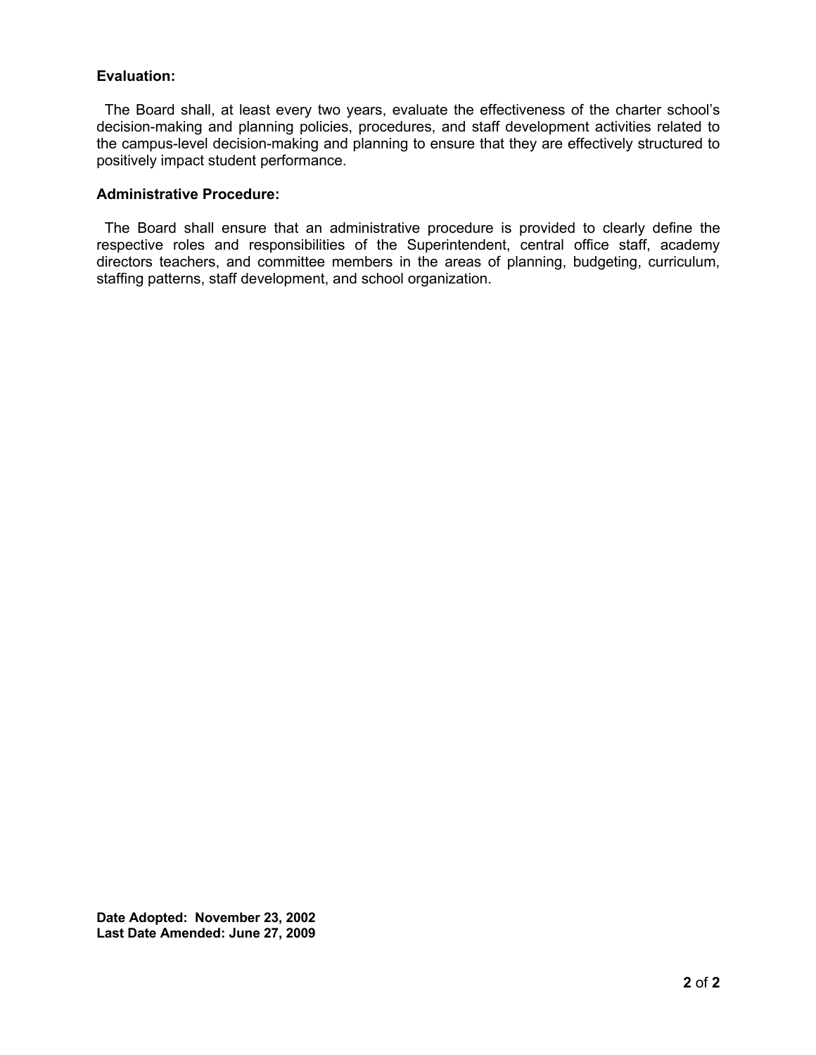**Evaluation:**

The Board shall, at least every two years, evaluate the effectiveness of the charter school's decision-making and planning policies, procedures, and staff development activities related to the campus-level decision-making and planning to ensure that they are effectively structured to positively impact student performance.

**Administrative Procedure:**

The Board shall ensure that an administrative procedure is provided to clearly define the respective roles and responsibilities of the Superintendent, central office staff, academy directors teachers, and committee members in the areas of planning, budgeting, curriculum, staffing patterns, staff development, and school organization.

**Date Adopted: November 23, 2002**
**Last Date Amended: June 27, 2009**